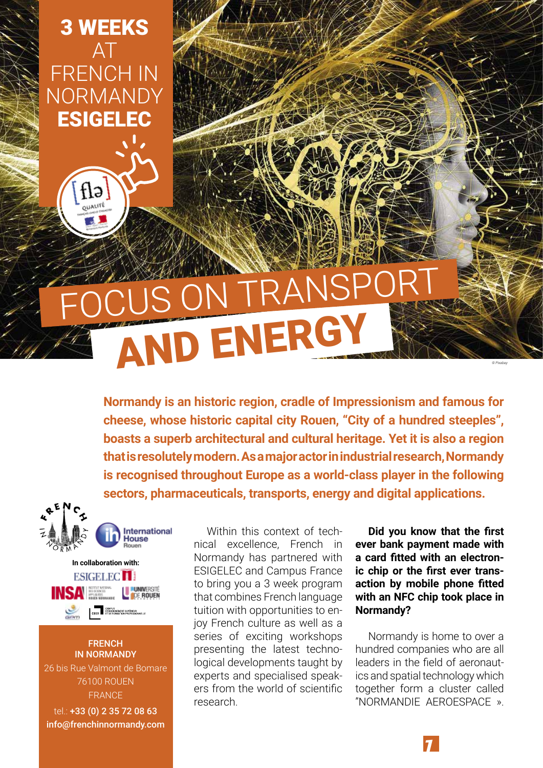# 3 WEEKS AT FRENCH IN NORMANDY ESIGELEC

# FOCUS ON TRANSPORT AND ENERGY

*© Pixabay*

**Normandy is an historic region, cradle of Impressionism and famous for cheese, whose historic capital city Rouen, "City of a hundred steeples", boasts a superb architectural and cultural heritage. Yet it is also a region that is resolutely modern. As a major actor in industrial research, Normandy is recognised throughout Europe as a world-class player in the following sectors, pharmaceuticals, transports, energy and digital applications.**

Within this context of technical excellence, French in Normandy has partnered with ESIGELEC and Campus France to bring you a 3 week program that combines French language tuition with opportunities to enjoy French culture as well as a series of exciting workshops presenting the latest technological developments taught by experts and specialised speakers from the world of scientific research.

**Did you know that the first ever bank payment made with a card fitted with an electronic chip or the first ever transaction by mobile phone fitted with an NFC chip took place in Normandy?**

Normandy is home to over a hundred companies who are all leaders in the field of aeronautics and spatial technology which together form a cluster called "NORMANDIE AEROESPACE ».

French in Normandy — International House Rouen

**In collaboration with:** ESIGELEC, INSA Rouen Normandie, Université de Rouen, CESI

**FRENCH IN NORMANDY**
26 bis Rue Valmont de Bomare
76100 ROUEN
FRANCE
tel.: **+33 (0) 2 35 72 08 63**
**info@frenchinnormandy.com**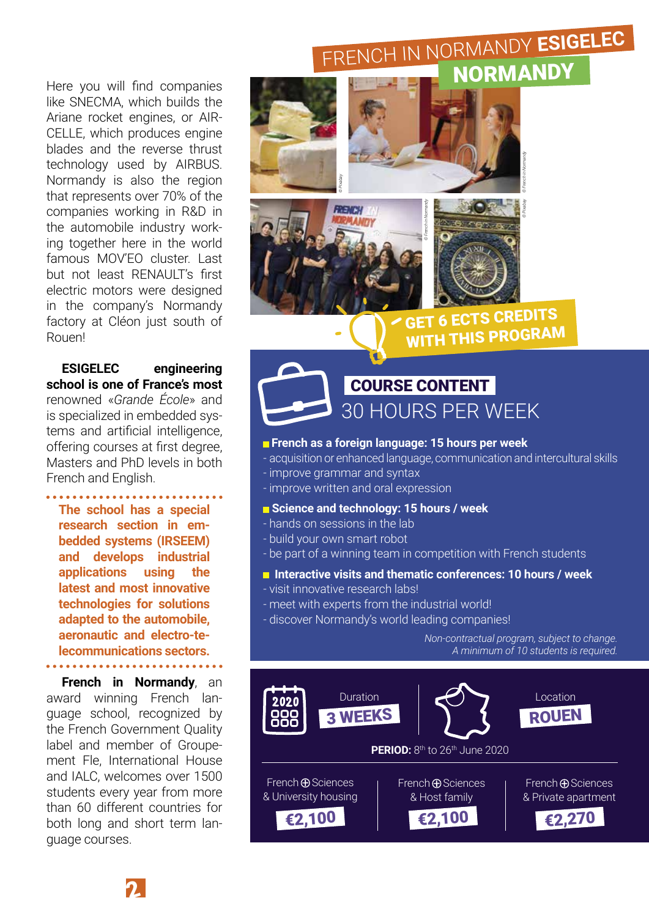Here you will find companies like SNECMA, which builds the Ariane rocket engines, or AIRCELLE, which produces engine blades and the reverse thrust technology used by AIRBUS. Normandy is also the region that represents over 70% of the companies working in R&D in the automobile industry working together here in the world famous MOV'EO cluster. Last but not least RENAULT's first electric motors were designed in the company's Normandy factory at Cléon just south of Rouen!

**ESIGELEC engineering school is one of France's most** renowned «*Grande École*» and is specialized in embedded systems and artificial intelligence, offering courses at first degree, Masters and PhD levels in both French and English.

**The school has a special research section in embedded systems (IRSEEM) and develops industrial applications using the latest and most innovative technologies for solutions adapted to the automobile, aeronautic and electro-telecommunications sectors.**

**French in Normandy**, an award winning French language school, recognized by the French Government Quality label and member of Groupement Fle, International House and IALC, welcomes over 1500 students every year from more than 60 different countries for both long and short term language courses.

# FRENCH IN NORMANDY ESIGELEC

## NORMANDY

**GET 6 ECTS CREDITS WITH THIS PROGRAM**

## COURSE CONTENT

### 30 HOURS PER WEEK

- **French as a foreign language: 15 hours per week**
  - acquisition or enhanced language, communication and intercultural skills
  - improve grammar and syntax
  - improve written and oral expression
- **Science and technology: 15 hours / week**
  - hands on sessions in the lab
  - build your own smart robot
  - be part of a winning team in competition with French students
- **Interactive visits and thematic conferences: 10 hours / week**
  - visit innovative research labs!
  - meet with experts from the industrial world!
  - discover Normandy's world leading companies!

*Non-contractual program, subject to change.*
*A minimum of 10 students is required.*

Duration: **3 WEEKS**

Location: **ROUEN**

**PERIOD:** 8th to 26th June 2020

| French ⊕ Sciences & University housing | French ⊕ Sciences & Host family | French ⊕ Sciences & Private apartment |
|---|---|---|
| €2,100 | €2,100 | €2,270 |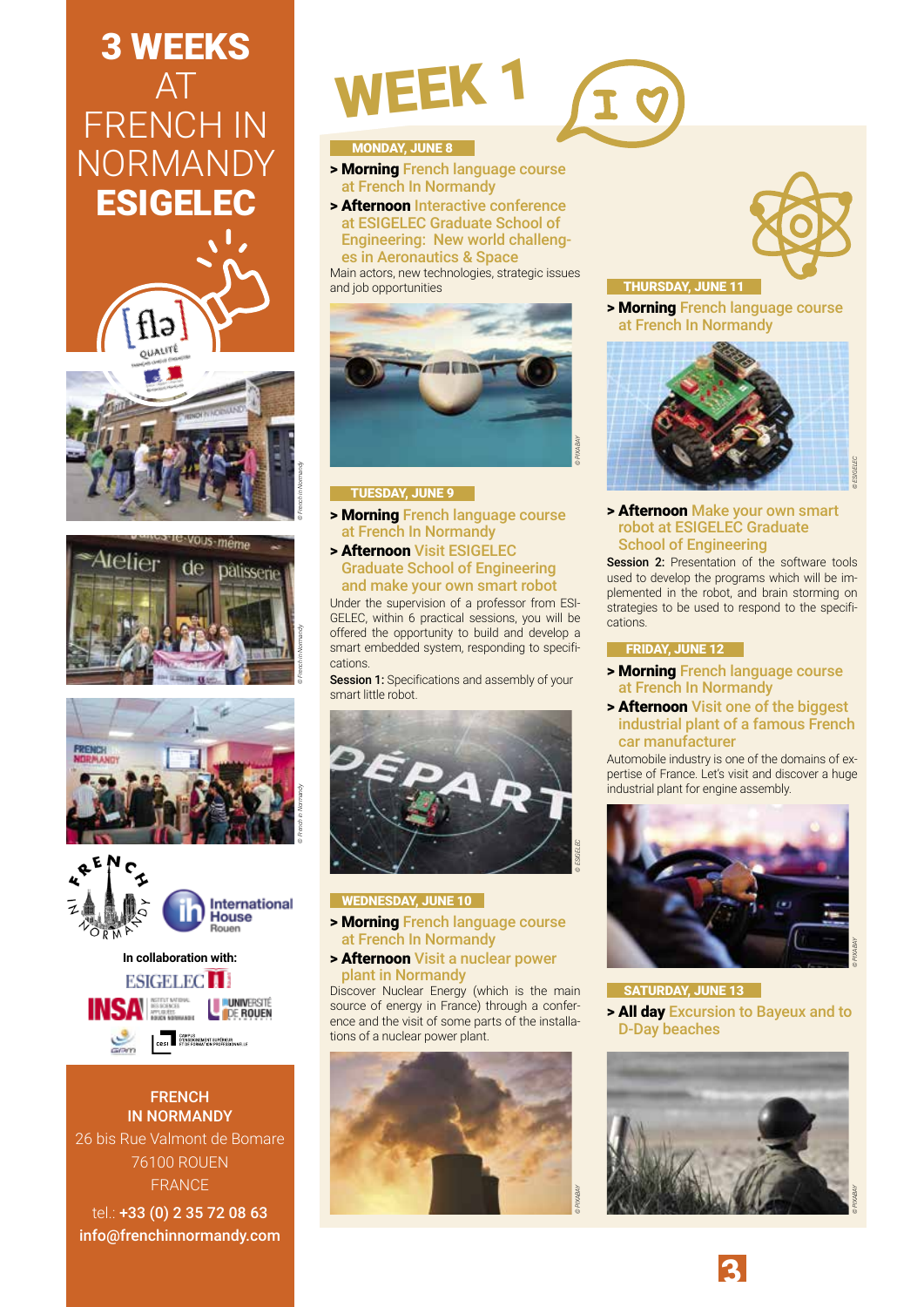# 3 WEEKS AT FRENCH IN NORMANDY ESIGELEC

In collaboration with:

ESIGELEC, INSA, Université de Rouen

**FRENCH IN NORMANDY**
26 bis Rue Valmont de Bomare
76100 ROUEN
FRANCE

tel.: **+33 (0) 2 35 72 08 63**
**info@frenchinnormandy.com**

# WEEK 1

### MONDAY, JUNE 8

- **> Morning** French language course at French In Normandy
- **> Afternoon** Interactive conference at ESIGELEC Graduate School of Engineering: New world challenges in Aeronautics & Space

Main actors, new technologies, strategic issues and job opportunities

### TUESDAY, JUNE 9

- **> Morning** French language course at French In Normandy
- **> Afternoon** Visit ESIGELEC Graduate School of Engineering and make your own smart robot

Under the supervision of a professor from ESIGELEC, within 6 practical sessions, you will be offered the opportunity to build and develop a smart embedded system, responding to specifications.

**Session 1:** Specifications and assembly of your smart little robot.

### WEDNESDAY, JUNE 10

- **> Morning** French language course at French In Normandy
- **> Afternoon** Visit a nuclear power plant in Normandy

Discover Nuclear Energy (which is the main source of energy in France) through a conference and the visit of some parts of the installations of a nuclear power plant.

### THURSDAY, JUNE 11

- **> Morning** French language course at French In Normandy
- **> Afternoon** Make your own smart robot at ESIGELEC Graduate School of Engineering

**Session 2:** Presentation of the software tools used to develop the programs which will be implemented in the robot, and brain storming on strategies to be used to respond to the specifications.

### FRIDAY, JUNE 12

- **> Morning** French language course at French In Normandy
- **> Afternoon** Visit one of the biggest industrial plant of a famous French car manufacturer

Automobile industry is one of the domains of expertise of France. Let's visit and discover a huge industrial plant for engine assembly.

### SATURDAY, JUNE 13

- **> All day** Excursion to Bayeux and to D-Day beaches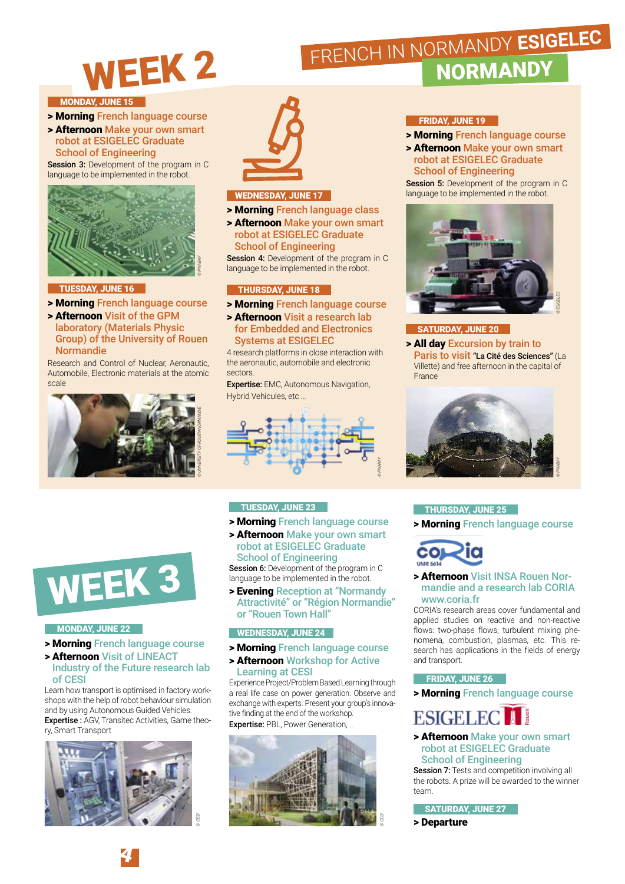# FRENCH IN NORMANDY ESIGELEC NORMANDY

## WEEK 2

### MONDAY, JUNE 15

- **> Morning** French language course
- **> Afternoon** Make your own smart robot at ESIGELEC Graduate School of Engineering

**Session 3:** Development of the program in C language to be implemented in the robot.

© PIXABAY

### TUESDAY, JUNE 16

- **> Morning** French language course
- **> Afternoon** Visit of the GPM laboratory (Materials Physic Group) of the University of Rouen Normandie

Research and Control of Nuclear, Aeronautic, Automobile, Electronic materials at the atomic scale

© UNIVERSITY OF ROUEN NORMANDIE

### WEDNESDAY, JUNE 17

- **> Morning** French language class
- **> Afternoon** Make your own smart robot at ESIGELEC Graduate School of Engineering

**Session 4:** Development of the program in C language to be implemented in the robot.

### THURSDAY, JUNE 18

- **> Morning** French language course
- **> Afternoon** Visit a research lab for Embedded and Electronics Systems at ESIGELEC

4 research platforms in close interaction with the aeronautic, automobile and electronic sectors.

**Expertise:** EMC, Autonomous Navigation, Hybrid Vehicules, etc ...

© PIXABAY

### FRIDAY, JUNE 19

- **> Morning** French language course
- **> Afternoon** Make your own smart robot at ESIGELEC Graduate School of Engineering

**Session 5:** Development of the program in C language to be implemented in the robot.

© ESIGELEC

### SATURDAY, JUNE 20

- **> All day** Excursion by train to Paris to visit **"La Cité des Sciences"** (La Villette) and free afternoon in the capital of France

© PIXABAY

## WEEK 3

### MONDAY, JUNE 22

- **> Morning** French language course
- **> Afternoon** Visit of LINEACT Industry of the Future research lab of CESI

Learn how transport is optimised in factory workshops with the help of robot behaviour simulation and by using Autonomous Guided Vehicles.

**Expertise :** AGV, Transitec Activities, Game theory, Smart Transport

© CESI

### TUESDAY, JUNE 23

- **> Morning** French language course
- **> Afternoon** Make your own smart robot at ESIGELEC Graduate School of Engineering

**Session 6:** Development of the program in C language to be implemented in the robot.

- **> Evening** Reception at "Normandy Attractivité" or "Région Normandie" or "Rouen Town Hall"

### WEDNESDAY, JUNE 24

- **> Morning** French language course
- **> Afternoon** Workshop for Active Learning at CESI

Experience Project/Problem Based Learning through a real life case on power generation. Observe and exchange with experts. Present your group's innovative finding at the end of the workshop.

**Expertise:** PBL, Power Generation, ...

© CESI

### THURSDAY, JUNE 25

- **> Morning** French language course

CORIA UMR 6614

- **> Afternoon** Visit INSA Rouen Normandie and a research lab CORIA www.coria.fr

CORIA's research areas cover fundamental and applied studies on reactive and non-reactive flows: two-phase flows, turbulent mixing phenomena, combustion, plasmas, etc. This research has applications in the fields of energy and transport.

### FRIDAY, JUNE 26

- **> Morning** French language course

ESIGELEC Rouen

- **> Afternoon** Make your own smart robot at ESIGELEC Graduate School of Engineering

**Session 7:** Tests and competition involving all the robots. A prize will be awarded to the winner team.

### SATURDAY, JUNE 27

- **> Departure**